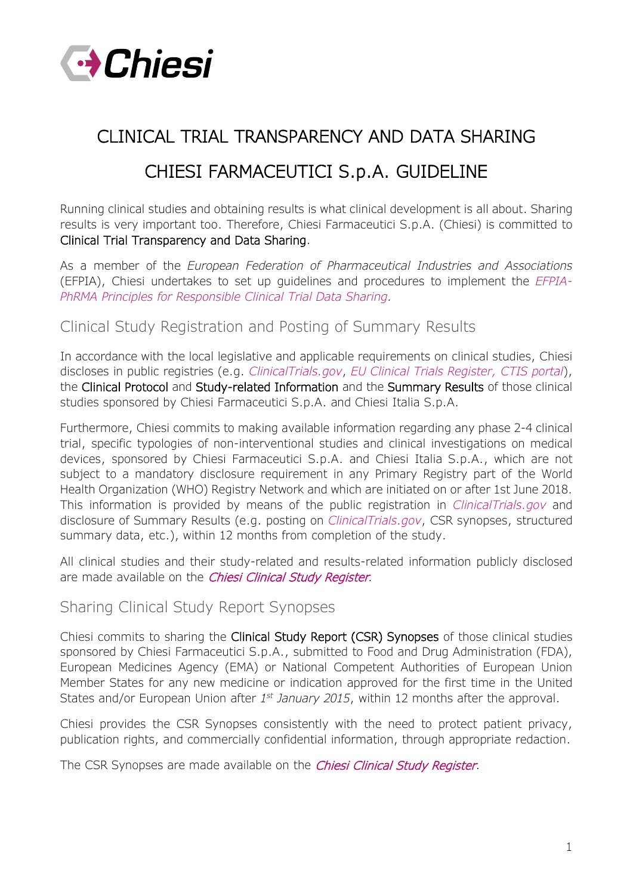# CLINICAL TRIAL TRANSPARENCY AND DATA SHARING

# CHIESI FARMACEUTICI S.p.A. GUIDELINE

Running clinical studies and obtaining results is what clinical development is all about. Sharing results is very important too. Therefore, Chiesi Farmaceutici S.p.A. (Chiesi) is committed to Clinical Trial Transparency and Data Sharing.

As a member of the *European Federation of Pharmaceutical Industries and Associations* (EFPIA), Chiesi undertakes to set up guidelines and procedures to implement the *EFPIA-PhRMA Principles for Responsible Clinical Trial Data Sharing*.

## Clinical Study Registration and Posting of Summary Results

In accordance with the local legislative and applicable requirements on clinical studies, Chiesi discloses in public registries (e.g. *ClinicalTrials.gov*, *EU Clinical Trials Register, CTIS portal*), the Clinical Protocol and Study-related Information and the Summary Results of those clinical studies sponsored by Chiesi Farmaceutici S.p.A. and Chiesi Italia S.p.A.

Furthermore, Chiesi commits to making available information regarding any phase 2-4 clinical trial, specific typologies of non-interventional studies and clinical investigations on medical devices, sponsored by Chiesi Farmaceutici S.p.A. and Chiesi Italia S.p.A., which are not subject to a mandatory disclosure requirement in any Primary Registry part of the World Health Organization (WHO) Registry Network and which are initiated on or after 1st June 2018. This information is provided by means of the public registration in *ClinicalTrials.gov* and disclosure of Summary Results (e.g. posting on *ClinicalTrials.gov*, CSR synopses, structured summary data, etc.), within 12 months from completion of the study.

All clinical studies and their study-related and results-related information publicly disclosed are made available on the *Chiesi Clinical Study Register*.

## Sharing Clinical Study Report Synopses

Chiesi commits to sharing the Clinical Study Report (CSR) Synopses of those clinical studies sponsored by Chiesi Farmaceutici S.p.A., submitted to Food and Drug Administration (FDA), European Medicines Agency (EMA) or National Competent Authorities of European Union Member States for any new medicine or indication approved for the first time in the United States and/or European Union after *1st January 2015*, within 12 months after the approval.

Chiesi provides the CSR Synopses consistently with the need to protect patient privacy, publication rights, and commercially confidential information, through appropriate redaction.

The CSR Synopses are made available on the *Chiesi Clinical Study Register*.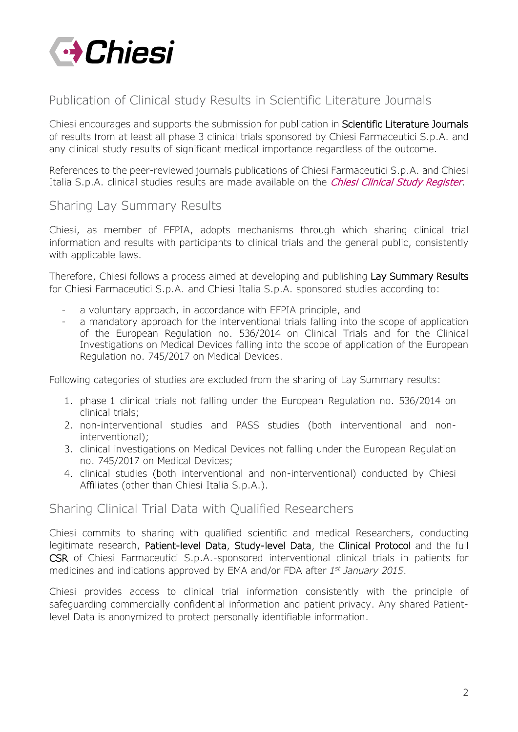## Publication of Clinical study Results in Scientific Literature Journals

Chiesi encourages and supports the submission for publication in Scientific Literature Journals of results from at least all phase 3 clinical trials sponsored by Chiesi Farmaceutici S.p.A. and any clinical study results of significant medical importance regardless of the outcome.

References to the peer-reviewed journals publications of Chiesi Farmaceutici S.p.A. and Chiesi Italia S.p.A. clinical studies results are made available on the *Chiesi Clinical Study Register*.

## Sharing Lay Summary Results

Chiesi, as member of EFPIA, adopts mechanisms through which sharing clinical trial information and results with participants to clinical trials and the general public, consistently with applicable laws.

Therefore, Chiesi follows a process aimed at developing and publishing Lay Summary Results for Chiesi Farmaceutici S.p.A. and Chiesi Italia S.p.A. sponsored studies according to:

- a voluntary approach, in accordance with EFPIA principle, and
- a mandatory approach for the interventional trials falling into the scope of application of the European Regulation no. 536/2014 on Clinical Trials and for the Clinical Investigations on Medical Devices falling into the scope of application of the European Regulation no. 745/2017 on Medical Devices.

Following categories of studies are excluded from the sharing of Lay Summary results:

1. phase 1 clinical trials not falling under the European Regulation no. 536/2014 on clinical trials;
2. non-interventional studies and PASS studies (both interventional and non-interventional);
3. clinical investigations on Medical Devices not falling under the European Regulation no. 745/2017 on Medical Devices;
4. clinical studies (both interventional and non-interventional) conducted by Chiesi Affiliates (other than Chiesi Italia S.p.A.).

## Sharing Clinical Trial Data with Qualified Researchers

Chiesi commits to sharing with qualified scientific and medical Researchers, conducting legitimate research, Patient-level Data, Study-level Data, the Clinical Protocol and the full CSR of Chiesi Farmaceutici S.p.A.-sponsored interventional clinical trials in patients for medicines and indications approved by EMA and/or FDA after *1st January 2015*.

Chiesi provides access to clinical trial information consistently with the principle of safeguarding commercially confidential information and patient privacy. Any shared Patient-level Data is anonymized to protect personally identifiable information.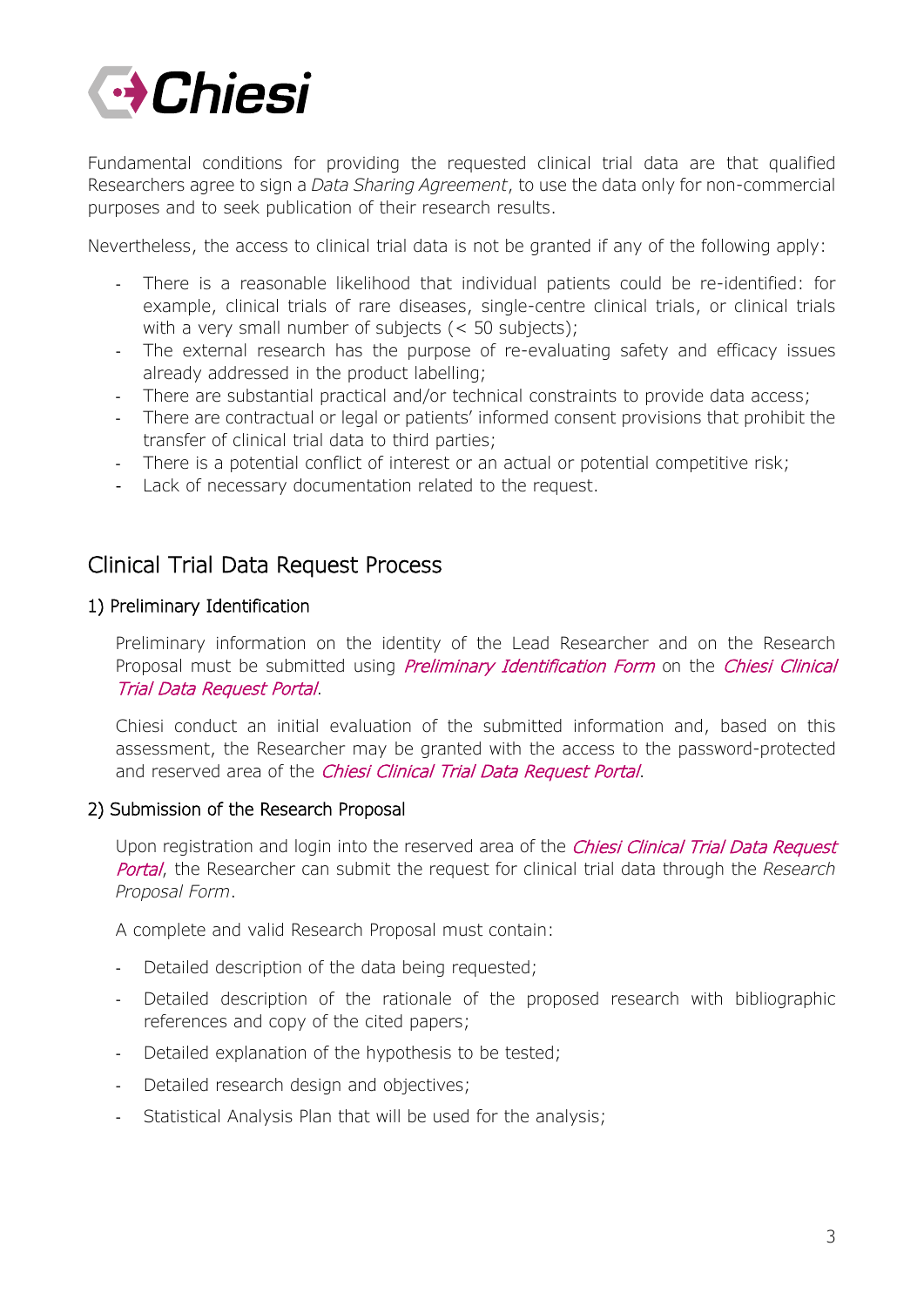Fundamental conditions for providing the requested clinical trial data are that qualified Researchers agree to sign a *Data Sharing Agreement*, to use the data only for non-commercial purposes and to seek publication of their research results.

Nevertheless, the access to clinical trial data is not be granted if any of the following apply:

- There is a reasonable likelihood that individual patients could be re-identified: for example, clinical trials of rare diseases, single-centre clinical trials, or clinical trials with a very small number of subjects (< 50 subjects);
- The external research has the purpose of re-evaluating safety and efficacy issues already addressed in the product labelling;
- There are substantial practical and/or technical constraints to provide data access;
- There are contractual or legal or patients' informed consent provisions that prohibit the transfer of clinical trial data to third parties;
- There is a potential conflict of interest or an actual or potential competitive risk;
- Lack of necessary documentation related to the request.

## Clinical Trial Data Request Process

### 1) Preliminary Identification

Preliminary information on the identity of the Lead Researcher and on the Research Proposal must be submitted using *Preliminary Identification Form* on the *Chiesi Clinical Trial Data Request Portal*.

Chiesi conduct an initial evaluation of the submitted information and, based on this assessment, the Researcher may be granted with the access to the password-protected and reserved area of the *Chiesi Clinical Trial Data Request Portal*.

### 2) Submission of the Research Proposal

Upon registration and login into the reserved area of the *Chiesi Clinical Trial Data Request Portal*, the Researcher can submit the request for clinical trial data through the *Research Proposal Form*.

A complete and valid Research Proposal must contain:

- Detailed description of the data being requested;
- Detailed description of the rationale of the proposed research with bibliographic references and copy of the cited papers;
- Detailed explanation of the hypothesis to be tested;
- Detailed research design and objectives;
- Statistical Analysis Plan that will be used for the analysis;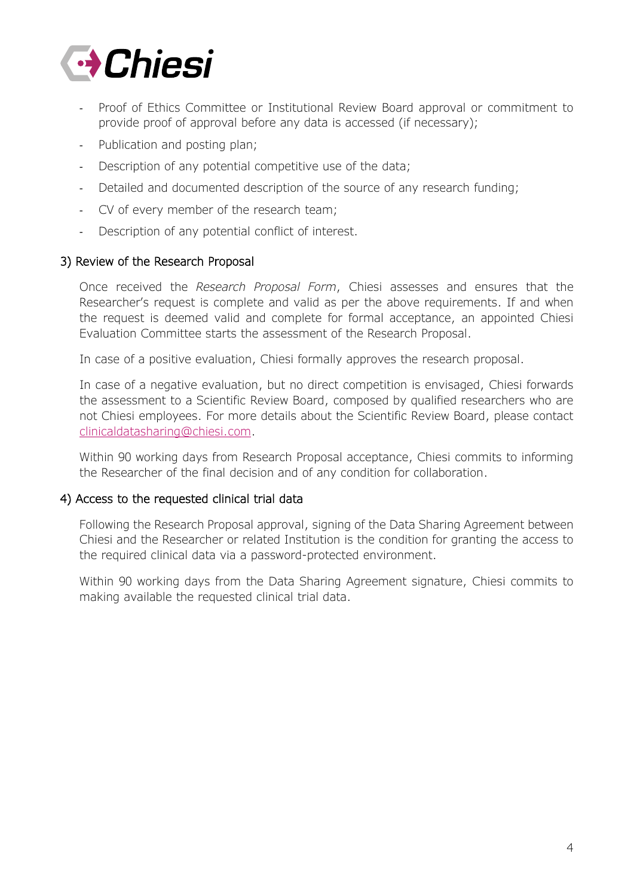- Proof of Ethics Committee or Institutional Review Board approval or commitment to provide proof of approval before any data is accessed (if necessary);
- Publication and posting plan;
- Description of any potential competitive use of the data;
- Detailed and documented description of the source of any research funding;
- CV of every member of the research team;
- Description of any potential conflict of interest.

### 3) Review of the Research Proposal

Once received the *Research Proposal Form*, Chiesi assesses and ensures that the Researcher's request is complete and valid as per the above requirements. If and when the request is deemed valid and complete for formal acceptance, an appointed Chiesi Evaluation Committee starts the assessment of the Research Proposal.

In case of a positive evaluation, Chiesi formally approves the research proposal.

In case of a negative evaluation, but no direct competition is envisaged, Chiesi forwards the assessment to a Scientific Review Board, composed by qualified researchers who are not Chiesi employees. For more details about the Scientific Review Board, please contact clinicaldatasharing@chiesi.com.

Within 90 working days from Research Proposal acceptance, Chiesi commits to informing the Researcher of the final decision and of any condition for collaboration.

### 4) Access to the requested clinical trial data

Following the Research Proposal approval, signing of the Data Sharing Agreement between Chiesi and the Researcher or related Institution is the condition for granting the access to the required clinical data via a password-protected environment.

Within 90 working days from the Data Sharing Agreement signature, Chiesi commits to making available the requested clinical trial data.